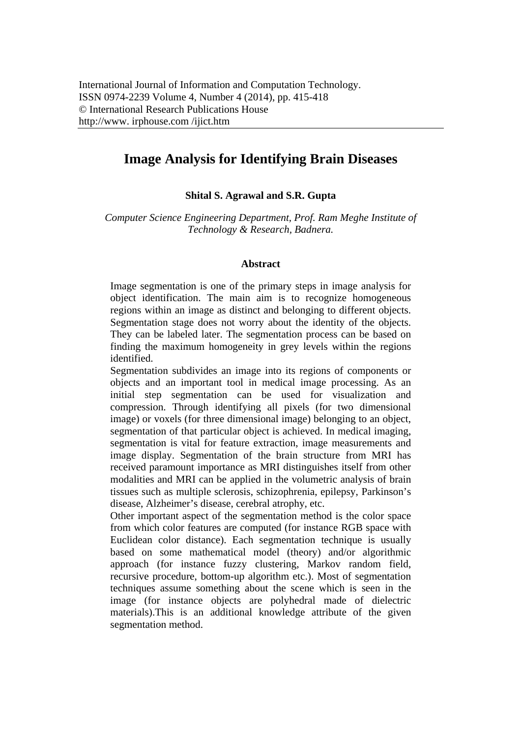# Image Analysis for Identifying Brain Diseases

**Shital S. Agrawal and S.R. Gupta**

*Computer Science Engineering Department, Prof. Ram Meghe Institute of Technology & Research, Badnera.*

## Abstract

Image segmentation is one of the primary steps in image analysis for object identification. The main aim is to recognize homogeneous regions within an image as distinct and belonging to different objects. Segmentation stage does not worry about the identity of the objects. They can be labeled later. The segmentation process can be based on finding the maximum homogeneity in grey levels within the regions identified.

Segmentation subdivides an image into its regions of components or objects and an important tool in medical image processing. As an initial step segmentation can be used for visualization and compression. Through identifying all pixels (for two dimensional image) or voxels (for three dimensional image) belonging to an object, segmentation of that particular object is achieved. In medical imaging, segmentation is vital for feature extraction, image measurements and image display. Segmentation of the brain structure from MRI has received paramount importance as MRI distinguishes itself from other modalities and MRI can be applied in the volumetric analysis of brain tissues such as multiple sclerosis, schizophrenia, epilepsy, Parkinson's disease, Alzheimer's disease, cerebral atrophy, etc.

Other important aspect of the segmentation method is the color space from which color features are computed (for instance RGB space with Euclidean color distance). Each segmentation technique is usually based on some mathematical model (theory) and/or algorithmic approach (for instance fuzzy clustering, Markov random field, recursive procedure, bottom-up algorithm etc.). Most of segmentation techniques assume something about the scene which is seen in the image (for instance objects are polyhedral made of dielectric materials).This is an additional knowledge attribute of the given segmentation method.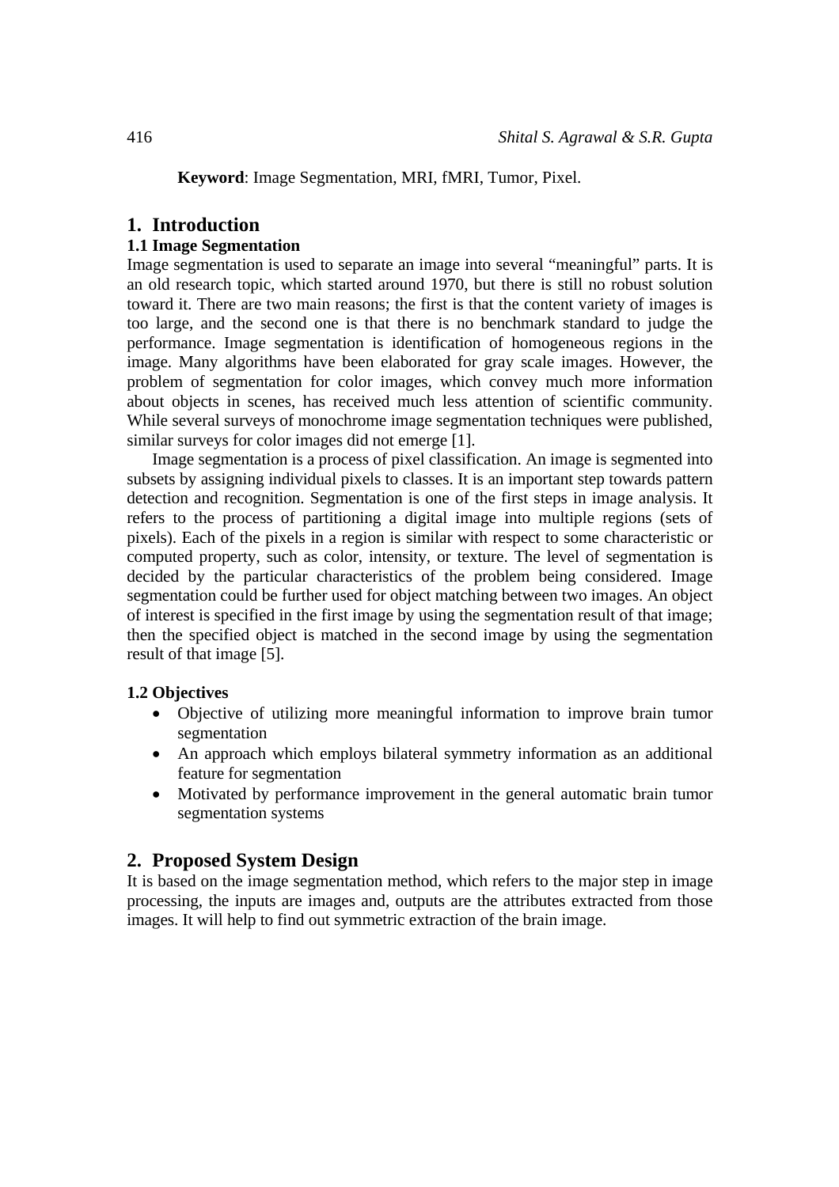**Keyword**: Image Segmentation, MRI, fMRI, Tumor, Pixel.

## 1. Introduction

### 1.1 Image Segmentation

Image segmentation is used to separate an image into several "meaningful" parts. It is an old research topic, which started around 1970, but there is still no robust solution toward it. There are two main reasons; the first is that the content variety of images is too large, and the second one is that there is no benchmark standard to judge the performance. Image segmentation is identification of homogeneous regions in the image. Many algorithms have been elaborated for gray scale images. However, the problem of segmentation for color images, which convey much more information about objects in scenes, has received much less attention of scientific community. While several surveys of monochrome image segmentation techniques were published, similar surveys for color images did not emerge [1].

Image segmentation is a process of pixel classification. An image is segmented into subsets by assigning individual pixels to classes. It is an important step towards pattern detection and recognition. Segmentation is one of the first steps in image analysis. It refers to the process of partitioning a digital image into multiple regions (sets of pixels). Each of the pixels in a region is similar with respect to some characteristic or computed property, such as color, intensity, or texture. The level of segmentation is decided by the particular characteristics of the problem being considered. Image segmentation could be further used for object matching between two images. An object of interest is specified in the first image by using the segmentation result of that image; then the specified object is matched in the second image by using the segmentation result of that image [5].

### 1.2 Objectives

- Objective of utilizing more meaningful information to improve brain tumor segmentation
- An approach which employs bilateral symmetry information as an additional feature for segmentation
- Motivated by performance improvement in the general automatic brain tumor segmentation systems

## 2. Proposed System Design

It is based on the image segmentation method, which refers to the major step in image processing, the inputs are images and, outputs are the attributes extracted from those images. It will help to find out symmetric extraction of the brain image.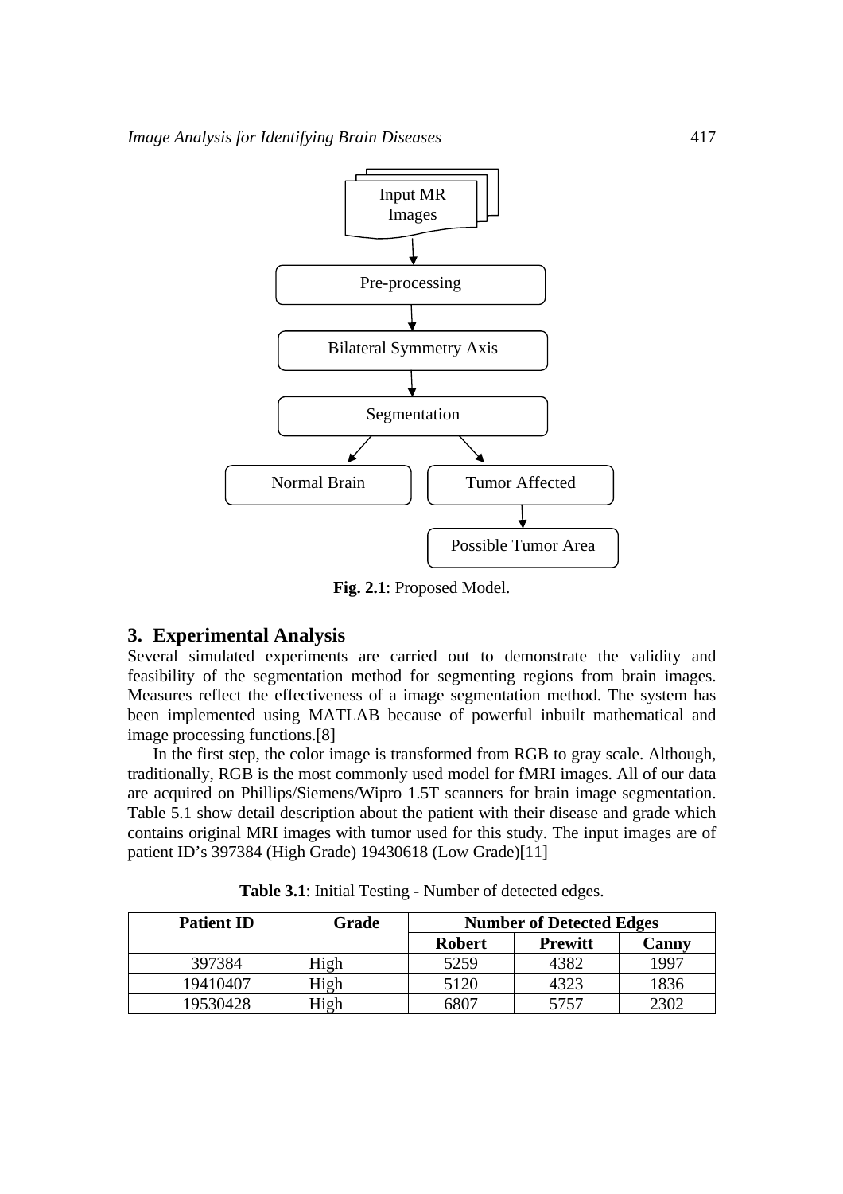**Fig. 2.1**: Proposed Model.

## 3. Experimental Analysis

Several simulated experiments are carried out to demonstrate the validity and feasibility of the segmentation method for segmenting regions from brain images. Measures reflect the effectiveness of a image segmentation method. The system has been implemented using MATLAB because of powerful inbuilt mathematical and image processing functions.[8]

In the first step, the color image is transformed from RGB to gray scale. Although, traditionally, RGB is the most commonly used model for fMRI images. All of our data are acquired on Phillips/Siemens/Wipro 1.5T scanners for brain image segmentation. Table 5.1 show detail description about the patient with their disease and grade which contains original MRI images with tumor used for this study. The input images are of patient ID's 397384 (High Grade) 19430618 (Low Grade)[11]

**Table 3.1**: Initial Testing - Number of detected edges.

| Patient ID | Grade | Number of Detected Edges | | |
|---|---|---|---|---|
| | | Robert | Prewitt | Canny |
| 397384 | High | 5259 | 4382 | 1997 |
| 19410407 | High | 5120 | 4323 | 1836 |
| 19530428 | High | 6807 | 5757 | 2302 |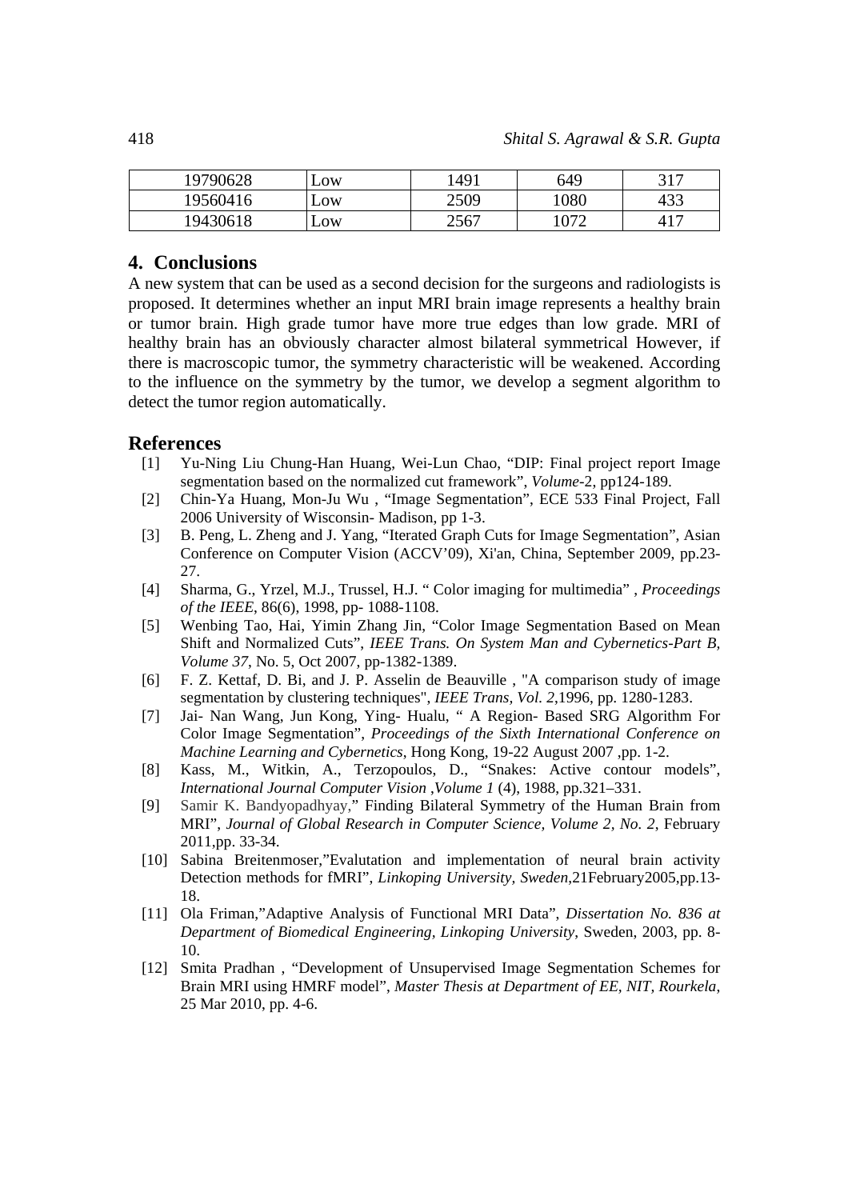| | | | | |
|---|---|---|---|---|
| 19790628 | Low | 1491 | 649 | 317 |
| 19560416 | Low | 2509 | 1080 | 433 |
| 19430618 | Low | 2567 | 1072 | 417 |

## 4. Conclusions

A new system that can be used as a second decision for the surgeons and radiologists is proposed. It determines whether an input MRI brain image represents a healthy brain or tumor brain. High grade tumor have more true edges than low grade. MRI of healthy brain has an obviously character almost bilateral symmetrical However, if there is macroscopic tumor, the symmetry characteristic will be weakened. According to the influence on the symmetry by the tumor, we develop a segment algorithm to detect the tumor region automatically.

## References

[1] Yu-Ning Liu Chung-Han Huang, Wei-Lun Chao, "DIP: Final project report Image segmentation based on the normalized cut framework", *Volume*-2, pp124-189.

[2] Chin-Ya Huang, Mon-Ju Wu , "Image Segmentation", ECE 533 Final Project, Fall 2006 University of Wisconsin- Madison, pp 1-3.

[3] B. Peng, L. Zheng and J. Yang, "Iterated Graph Cuts for Image Segmentation", Asian Conference on Computer Vision (ACCV'09), Xi'an, China, September 2009, pp.23-27.

[4] Sharma, G., Yrzel, M.J., Trussel, H.J. " Color imaging for multimedia" , *Proceedings of the IEEE*, 86(6), 1998, pp- 1088-1108.

[5] Wenbing Tao, Hai, Yimin Zhang Jin, "Color Image Segmentation Based on Mean Shift and Normalized Cuts", *IEEE Trans. On System Man and Cybernetics-Part B, Volume 37*, No. 5, Oct 2007, pp-1382-1389.

[6] F. Z. Kettaf, D. Bi, and J. P. Asselin de Beauville , "A comparison study of image segmentation by clustering techniques", *IEEE Trans, Vol. 2*,1996, pp. 1280-1283.

[7] Jai- Nan Wang, Jun Kong, Ying- Hualu, " A Region- Based SRG Algorithm For Color Image Segmentation", *Proceedings of the Sixth International Conference on Machine Learning and Cybernetics*, Hong Kong, 19-22 August 2007 ,pp. 1-2.

[8] Kass, M., Witkin, A., Terzopoulos, D., "Snakes: Active contour models", *International Journal Computer Vision ,Volume 1* (4), 1988, pp.321–331.

[9] Samir K. Bandyopadhyay," Finding Bilateral Symmetry of the Human Brain from MRI", *Journal of Global Research in Computer Science, Volume 2, No. 2*, February 2011,pp. 33-34.

[10] Sabina Breitenmoser,"Evalutation and implementation of neural brain activity Detection methods for fMRI", *Linkoping University, Sweden*,21February2005,pp.13-18.

[11] Ola Friman,"Adaptive Analysis of Functional MRI Data", *Dissertation No. 836 at Department of Biomedical Engineering, Linkoping University*, Sweden, 2003, pp. 8-10.

[12] Smita Pradhan , "Development of Unsupervised Image Segmentation Schemes for Brain MRI using HMRF model", *Master Thesis at Department of EE, NIT, Rourkela*, 25 Mar 2010, pp. 4-6.